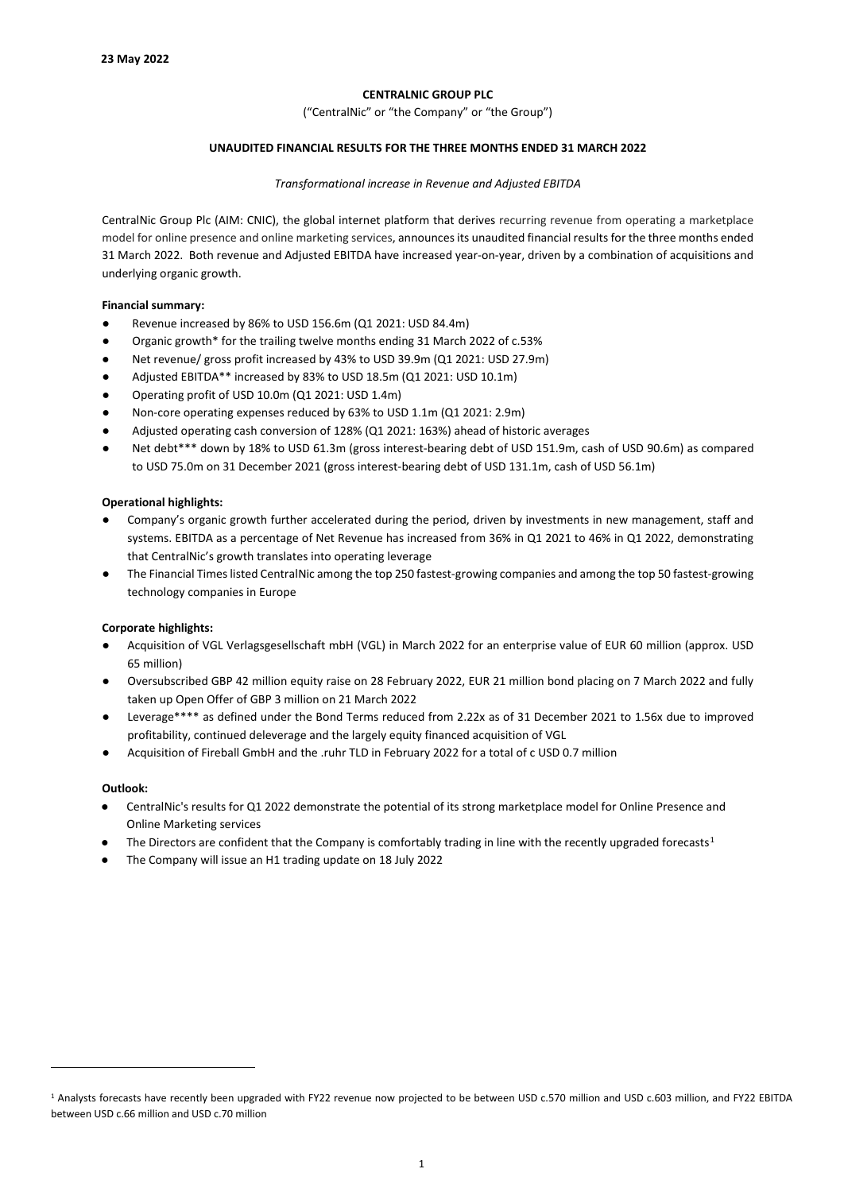**23 May 2022**

**CENTRALNIC GROUP PLC**

("CentralNic" or "the Company" or "the Group")

**UNAUDITED FINANCIAL RESULTS FOR THE THREE MONTHS ENDED 31 MARCH 2022**

*Transformational increase in Revenue and Adjusted EBITDA*

CentralNic Group Plc (AIM: CNIC), the global internet platform that derives recurring revenue from operating a marketplace model for online presence and online marketing services, announces its unaudited financial results for the three months ended 31 March 2022. Both revenue and Adjusted EBITDA have increased year-on-year, driven by a combination of acquisitions and underlying organic growth.

**Financial summary:**

- Revenue increased by 86% to USD 156.6m (Q1 2021: USD 84.4m)
- Organic growth* for the trailing twelve months ending 31 March 2022 of c.53%
- Net revenue/ gross profit increased by 43% to USD 39.9m (Q1 2021: USD 27.9m)
- Adjusted EBITDA** increased by 83% to USD 18.5m (Q1 2021: USD 10.1m)
- Operating profit of USD 10.0m (Q1 2021: USD 1.4m)
- Non-core operating expenses reduced by 63% to USD 1.1m (Q1 2021: 2.9m)
- Adjusted operating cash conversion of 128% (Q1 2021: 163%) ahead of historic averages
- Net debt*** down by 18% to USD 61.3m (gross interest-bearing debt of USD 151.9m, cash of USD 90.6m) as compared to USD 75.0m on 31 December 2021 (gross interest-bearing debt of USD 131.1m, cash of USD 56.1m)

**Operational highlights:**

- Company's organic growth further accelerated during the period, driven by investments in new management, staff and systems. EBITDA as a percentage of Net Revenue has increased from 36% in Q1 2021 to 46% in Q1 2022, demonstrating that CentralNic's growth translates into operating leverage
- The Financial Times listed CentralNic among the top 250 fastest-growing companies and among the top 50 fastest-growing technology companies in Europe

**Corporate highlights:**

- Acquisition of VGL Verlagsgesellschaft mbH (VGL) in March 2022 for an enterprise value of EUR 60 million (approx. USD 65 million)
- Oversubscribed GBP 42 million equity raise on 28 February 2022, EUR 21 million bond placing on 7 March 2022 and fully taken up Open Offer of GBP 3 million on 21 March 2022
- Leverage**** as defined under the Bond Terms reduced from 2.22x as of 31 December 2021 to 1.56x due to improved profitability, continued deleverage and the largely equity financed acquisition of VGL
- Acquisition of Fireball GmbH and the .ruhr TLD in February 2022 for a total of c USD 0.7 million

**Outlook:**

- CentralNic's results for Q1 2022 demonstrate the potential of its strong marketplace model for Online Presence and Online Marketing services
- The Directors are confident that the Company is comfortably trading in line with the recently upgraded forecasts[1]
- The Company will issue an H1 trading update on 18 July 2022

[1] Analysts forecasts have recently been upgraded with FY22 revenue now projected to be between USD c.570 million and USD c.603 million, and FY22 EBITDA between USD c.66 million and USD c.70 million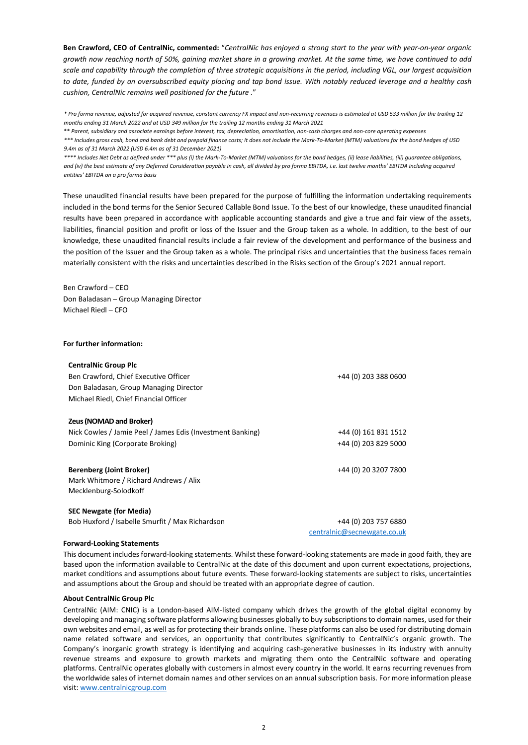**Ben Crawford, CEO of CentralNic, commented:** "*CentralNic has enjoyed a strong start to the year with year-on-year organic growth now reaching north of 50%, gaining market share in a growing market. At the same time, we have continued to add scale and capability through the completion of three strategic acquisitions in the period, including VGL, our largest acquisition to date, funded by an oversubscribed equity placing and tap bond issue. With notably reduced leverage and a healthy cash cushion, CentralNic remains well positioned for the future* ."

*\* Pro forma revenue, adjusted for acquired revenue, constant currency FX impact and non-recurring revenues is estimated at USD 533 million for the trailing 12 months ending 31 March 2022 and at USD 349 million for the trailing 12 months ending 31 March 2021*

*\*\* Parent, subsidiary and associate earnings before interest, tax, depreciation, amortisation, non-cash charges and non-core operating expenses*

*\*\*\* Includes gross cash, bond and bank debt and prepaid finance costs; it does not include the Mark-To-Market (MTM) valuations for the bond hedges of USD 9.4m as of 31 March 2022 (USD 6.4m as of 31 December 2021)*

*\*\*\*\* Includes Net Debt as defined under \*\*\* plus (i) the Mark-To-Market (MTM) valuations for the bond hedges, (ii) lease liabilities, (iii) guarantee obligations, and (iv) the best estimate of any Deferred Consideration payable in cash, all divided by pro forma EBITDA, i.e. last twelve months' EBITDA including acquired entities' EBITDA on a pro forma basis*

These unaudited financial results have been prepared for the purpose of fulfilling the information undertaking requirements included in the bond terms for the Senior Secured Callable Bond Issue. To the best of our knowledge, these unaudited financial results have been prepared in accordance with applicable accounting standards and give a true and fair view of the assets, liabilities, financial position and profit or loss of the Issuer and the Group taken as a whole. In addition, to the best of our knowledge, these unaudited financial results include a fair review of the development and performance of the business and the position of the Issuer and the Group taken as a whole. The principal risks and uncertainties that the business faces remain materially consistent with the risks and uncertainties described in the Risks section of the Group's 2021 annual report.

Ben Crawford – CEO
Don Baladasan – Group Managing Director
Michael Riedl – CFO

**For further information:**

| | |
|---|---|
| **CentralNic Group Plc** | |
| Ben Crawford, Chief Executive Officer | +44 (0) 203 388 0600 |
| Don Baladasan, Group Managing Director | |
| Michael Riedl, Chief Financial Officer | |
| | |
| **Zeus (NOMAD and Broker)** | |
| Nick Cowles / Jamie Peel / James Edis (Investment Banking) | +44 (0) 161 831 1512 |
| Dominic King (Corporate Broking) | +44 (0) 203 829 5000 |
| | |
| **Berenberg (Joint Broker)** | +44 (0) 20 3207 7800 |
| Mark Whitmore / Richard Andrews / Alix Mecklenburg-Solodkoff | |
| | |
| **SEC Newgate (for Media)** | |
| Bob Huxford / Isabelle Smurfit / Max Richardson | +44 (0) 203 757 6880 |
| | centralnic@secnewgate.co.uk |

**Forward-Looking Statements**

This document includes forward-looking statements. Whilst these forward-looking statements are made in good faith, they are based upon the information available to CentralNic at the date of this document and upon current expectations, projections, market conditions and assumptions about future events. These forward-looking statements are subject to risks, uncertainties and assumptions about the Group and should be treated with an appropriate degree of caution.

**About CentralNic Group Plc**

CentralNic (AIM: CNIC) is a London-based AIM-listed company which drives the growth of the global digital economy by developing and managing software platforms allowing businesses globally to buy subscriptions to domain names, used for their own websites and email, as well as for protecting their brands online. These platforms can also be used for distributing domain name related software and services, an opportunity that contributes significantly to CentralNic's organic growth. The Company's inorganic growth strategy is identifying and acquiring cash-generative businesses in its industry with annuity revenue streams and exposure to growth markets and migrating them onto the CentralNic software and operating platforms. CentralNic operates globally with customers in almost every country in the world. It earns recurring revenues from the worldwide sales of internet domain names and other services on an annual subscription basis. For more information please visit: www.centralnicgroup.com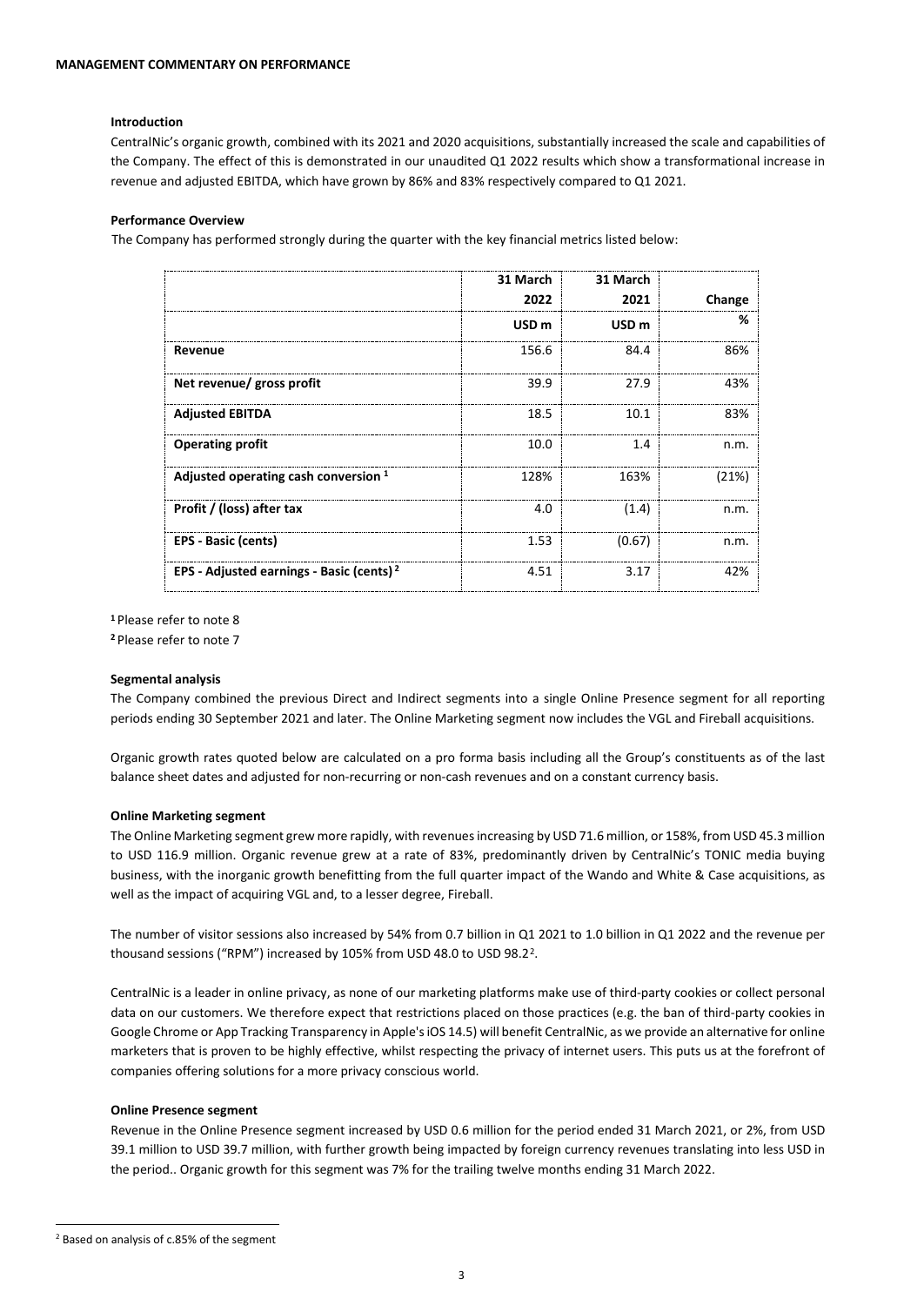**MANAGEMENT COMMENTARY ON PERFORMANCE**

**Introduction**

CentralNic's organic growth, combined with its 2021 and 2020 acquisitions, substantially increased the scale and capabilities of the Company. The effect of this is demonstrated in our unaudited Q1 2022 results which show a transformational increase in revenue and adjusted EBITDA, which have grown by 86% and 83% respectively compared to Q1 2021.

**Performance Overview**

The Company has performed strongly during the quarter with the key financial metrics listed below:

| | 31 March 2022 | 31 March 2021 | Change |
|---|---|---|---|
| | USD m | USD m | % |
| **Revenue** | 156.6 | 84.4 | 86% |
| **Net revenue/ gross profit** | 39.9 | 27.9 | 43% |
| **Adjusted EBITDA** | 18.5 | 10.1 | 83% |
| **Operating profit** | 10.0 | 1.4 | n.m. |
| **Adjusted operating cash conversion** [1] | 128% | 163% | (21%) |
| **Profit / (loss) after tax** | 4.0 | (1.4) | n.m. |
| **EPS - Basic (cents)** | 1.53 | (0.67) | n.m. |
| **EPS - Adjusted earnings - Basic (cents)** [2] | 4.51 | 3.17 | 42% |

[1] Please refer to note 8

[2] Please refer to note 7

**Segmental analysis**

The Company combined the previous Direct and Indirect segments into a single Online Presence segment for all reporting periods ending 30 September 2021 and later. The Online Marketing segment now includes the VGL and Fireball acquisitions.

Organic growth rates quoted below are calculated on a pro forma basis including all the Group's constituents as of the last balance sheet dates and adjusted for non-recurring or non-cash revenues and on a constant currency basis.

**Online Marketing segment**

The Online Marketing segment grew more rapidly, with revenues increasing by USD 71.6 million, or 158%, from USD 45.3 million to USD 116.9 million. Organic revenue grew at a rate of 83%, predominantly driven by CentralNic's TONIC media buying business, with the inorganic growth benefitting from the full quarter impact of the Wando and White & Case acquisitions, as well as the impact of acquiring VGL and, to a lesser degree, Fireball.

The number of visitor sessions also increased by 54% from 0.7 billion in Q1 2021 to 1.0 billion in Q1 2022 and the revenue per thousand sessions ("RPM") increased by 105% from USD 48.0 to USD 98.2[2].

CentralNic is a leader in online privacy, as none of our marketing platforms make use of third-party cookies or collect personal data on our customers. We therefore expect that restrictions placed on those practices (e.g. the ban of third-party cookies in Google Chrome or App Tracking Transparency in Apple's iOS 14.5) will benefit CentralNic, as we provide an alternative for online marketers that is proven to be highly effective, whilst respecting the privacy of internet users. This puts us at the forefront of companies offering solutions for a more privacy conscious world.

**Online Presence segment**

Revenue in the Online Presence segment increased by USD 0.6 million for the period ended 31 March 2021, or 2%, from USD 39.1 million to USD 39.7 million, with further growth being impacted by foreign currency revenues translating into less USD in the period.. Organic growth for this segment was 7% for the trailing twelve months ending 31 March 2022.

[2] Based on analysis of c.85% of the segment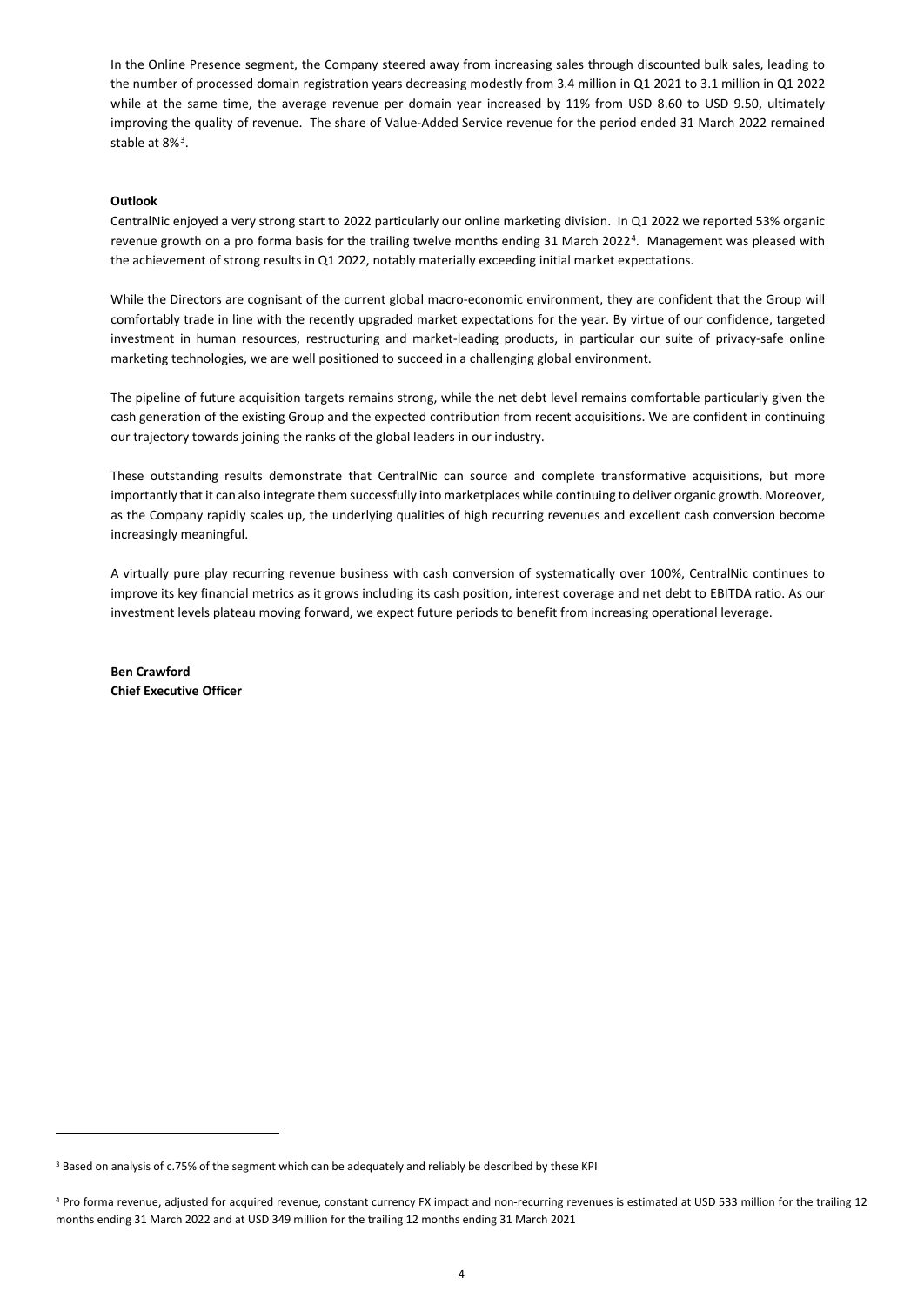In the Online Presence segment, the Company steered away from increasing sales through discounted bulk sales, leading to the number of processed domain registration years decreasing modestly from 3.4 million in Q1 2021 to 3.1 million in Q1 2022 while at the same time, the average revenue per domain year increased by 11% from USD 8.60 to USD 9.50, ultimately improving the quality of revenue. The share of Value-Added Service revenue for the period ended 31 March 2022 remained stable at 8%[3].

**Outlook**

CentralNic enjoyed a very strong start to 2022 particularly our online marketing division. In Q1 2022 we reported 53% organic revenue growth on a pro forma basis for the trailing twelve months ending 31 March 2022[4]. Management was pleased with the achievement of strong results in Q1 2022, notably materially exceeding initial market expectations.

While the Directors are cognisant of the current global macro-economic environment, they are confident that the Group will comfortably trade in line with the recently upgraded market expectations for the year. By virtue of our confidence, targeted investment in human resources, restructuring and market-leading products, in particular our suite of privacy-safe online marketing technologies, we are well positioned to succeed in a challenging global environment.

The pipeline of future acquisition targets remains strong, while the net debt level remains comfortable particularly given the cash generation of the existing Group and the expected contribution from recent acquisitions. We are confident in continuing our trajectory towards joining the ranks of the global leaders in our industry.

These outstanding results demonstrate that CentralNic can source and complete transformative acquisitions, but more importantly that it can also integrate them successfully into marketplaces while continuing to deliver organic growth. Moreover, as the Company rapidly scales up, the underlying qualities of high recurring revenues and excellent cash conversion become increasingly meaningful.

A virtually pure play recurring revenue business with cash conversion of systematically over 100%, CentralNic continues to improve its key financial metrics as it grows including its cash position, interest coverage and net debt to EBITDA ratio. As our investment levels plateau moving forward, we expect future periods to benefit from increasing operational leverage.

**Ben Crawford**
**Chief Executive Officer**

---

[3] Based on analysis of c.75% of the segment which can be adequately and reliably be described by these KPI

[4] Pro forma revenue, adjusted for acquired revenue, constant currency FX impact and non-recurring revenues is estimated at USD 533 million for the trailing 12 months ending 31 March 2022 and at USD 349 million for the trailing 12 months ending 31 March 2021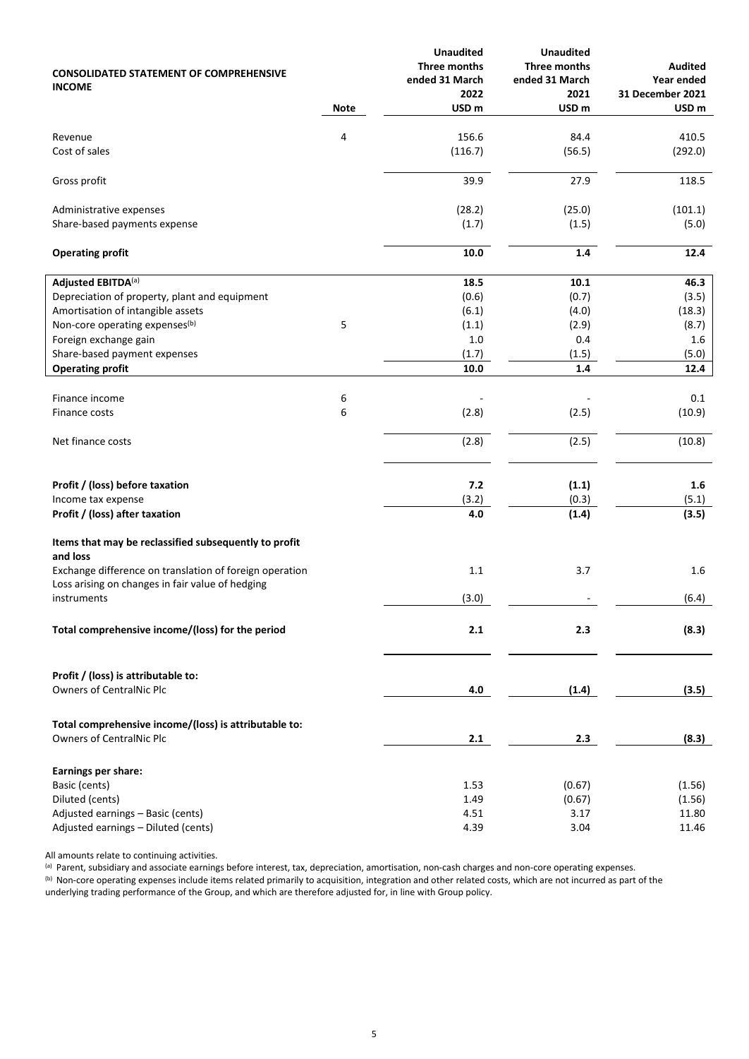| CONSOLIDATED STATEMENT OF COMPREHENSIVE INCOME | Note | Unaudited Three months ended 31 March 2022 USD m | Unaudited Three months ended 31 March 2021 USD m | Audited Year ended 31 December 2021 USD m |
|---|---|---|---|---|
| Revenue | 4 | 156.6 | 84.4 | 410.5 |
| Cost of sales | | (116.7) | (56.5) | (292.0) |
| Gross profit | | 39.9 | 27.9 | 118.5 |
| Administrative expenses | | (28.2) | (25.0) | (101.1) |
| Share-based payments expense | | (1.7) | (1.5) | (5.0) |
| **Operating profit** | | **10.0** | **1.4** | **12.4** |
| **Adjusted EBITDA**[(a)] | | **18.5** | **10.1** | **46.3** |
| Depreciation of property, plant and equipment | | (0.6) | (0.7) | (3.5) |
| Amortisation of intangible assets | | (6.1) | (4.0) | (18.3) |
| Non-core operating expenses[(b)] | 5 | (1.1) | (2.9) | (8.7) |
| Foreign exchange gain | | 1.0 | 0.4 | 1.6 |
| Share-based payment expenses | | (1.7) | (1.5) | (5.0) |
| **Operating profit** | | **10.0** | **1.4** | **12.4** |
| Finance income | 6 | - | - | 0.1 |
| Finance costs | 6 | (2.8) | (2.5) | (10.9) |
| Net finance costs | | (2.8) | (2.5) | (10.8) |
| **Profit / (loss) before taxation** | | **7.2** | **(1.1)** | **1.6** |
| Income tax expense | | (3.2) | (0.3) | (5.1) |
| **Profit / (loss) after taxation** | | **4.0** | **(1.4)** | **(3.5)** |
| **Items that may be reclassified subsequently to profit and loss** | | | | |
| Exchange difference on translation of foreign operation | | 1.1 | 3.7 | 1.6 |
| Loss arising on changes in fair value of hedging instruments | | (3.0) | - | (6.4) |
| **Total comprehensive income/(loss) for the period** | | **2.1** | **2.3** | **(8.3)** |
| **Profit / (loss) is attributable to:** | | | | |
| Owners of CentralNic Plc | | **4.0** | **(1.4)** | **(3.5)** |
| **Total comprehensive income/(loss) is attributable to:** | | | | |
| Owners of CentralNic Plc | | **2.1** | **2.3** | **(8.3)** |
| **Earnings per share:** | | | | |
| Basic (cents) | | 1.53 | (0.67) | (1.56) |
| Diluted (cents) | | 1.49 | (0.67) | (1.56) |
| Adjusted earnings – Basic (cents) | | 4.51 | 3.17 | 11.80 |
| Adjusted earnings – Diluted (cents) | | 4.39 | 3.04 | 11.46 |

All amounts relate to continuing activities.

[(a)] Parent, subsidiary and associate earnings before interest, tax, depreciation, amortisation, non-cash charges and non-core operating expenses.

[(b)] Non-core operating expenses include items related primarily to acquisition, integration and other related costs, which are not incurred as part of the underlying trading performance of the Group, and which are therefore adjusted for, in line with Group policy.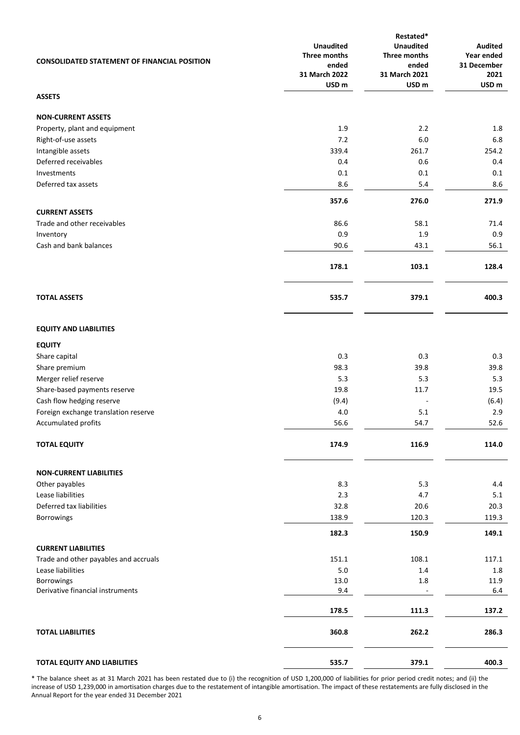| CONSOLIDATED STATEMENT OF FINANCIAL POSITION | Unaudited Three months ended 31 March 2022 USD m | Restated* Unaudited Three months ended 31 March 2021 USD m | Audited Year ended 31 December 2021 USD m |
|---|---|---|---|
| **ASSETS** | | | |
| **NON-CURRENT ASSETS** | | | |
| Property, plant and equipment | 1.9 | 2.2 | 1.8 |
| Right-of-use assets | 7.2 | 6.0 | 6.8 |
| Intangible assets | 339.4 | 261.7 | 254.2 |
| Deferred receivables | 0.4 | 0.6 | 0.4 |
| Investments | 0.1 | 0.1 | 0.1 |
| Deferred tax assets | 8.6 | 5.4 | 8.6 |
| | **357.6** | **276.0** | **271.9** |
| **CURRENT ASSETS** | | | |
| Trade and other receivables | 86.6 | 58.1 | 71.4 |
| Inventory | 0.9 | 1.9 | 0.9 |
| Cash and bank balances | 90.6 | 43.1 | 56.1 |
| | **178.1** | **103.1** | **128.4** |
| **TOTAL ASSETS** | **535.7** | **379.1** | **400.3** |
| **EQUITY AND LIABILITIES** | | | |
| **EQUITY** | | | |
| Share capital | 0.3 | 0.3 | 0.3 |
| Share premium | 98.3 | 39.8 | 39.8 |
| Merger relief reserve | 5.3 | 5.3 | 5.3 |
| Share-based payments reserve | 19.8 | 11.7 | 19.5 |
| Cash flow hedging reserve | (9.4) | - | (6.4) |
| Foreign exchange translation reserve | 4.0 | 5.1 | 2.9 |
| Accumulated profits | 56.6 | 54.7 | 52.6 |
| **TOTAL EQUITY** | **174.9** | **116.9** | **114.0** |
| **NON-CURRENT LIABILITIES** | | | |
| Other payables | 8.3 | 5.3 | 4.4 |
| Lease liabilities | 2.3 | 4.7 | 5.1 |
| Deferred tax liabilities | 32.8 | 20.6 | 20.3 |
| Borrowings | 138.9 | 120.3 | 119.3 |
| | **182.3** | **150.9** | **149.1** |
| **CURRENT LIABILITIES** | | | |
| Trade and other payables and accruals | 151.1 | 108.1 | 117.1 |
| Lease liabilities | 5.0 | 1.4 | 1.8 |
| Borrowings | 13.0 | 1.8 | 11.9 |
| Derivative financial instruments | 9.4 | - | 6.4 |
| | **178.5** | **111.3** | **137.2** |
| **TOTAL LIABILITIES** | **360.8** | **262.2** | **286.3** |
| **TOTAL EQUITY AND LIABILITIES** | **535.7** | **379.1** | **400.3** |

* The balance sheet as at 31 March 2021 has been restated due to (i) the recognition of USD 1,200,000 of liabilities for prior period credit notes; and (ii) the increase of USD 1,239,000 in amortisation charges due to the restatement of intangible amortisation. The impact of these restatements are fully disclosed in the Annual Report for the year ended 31 December 2021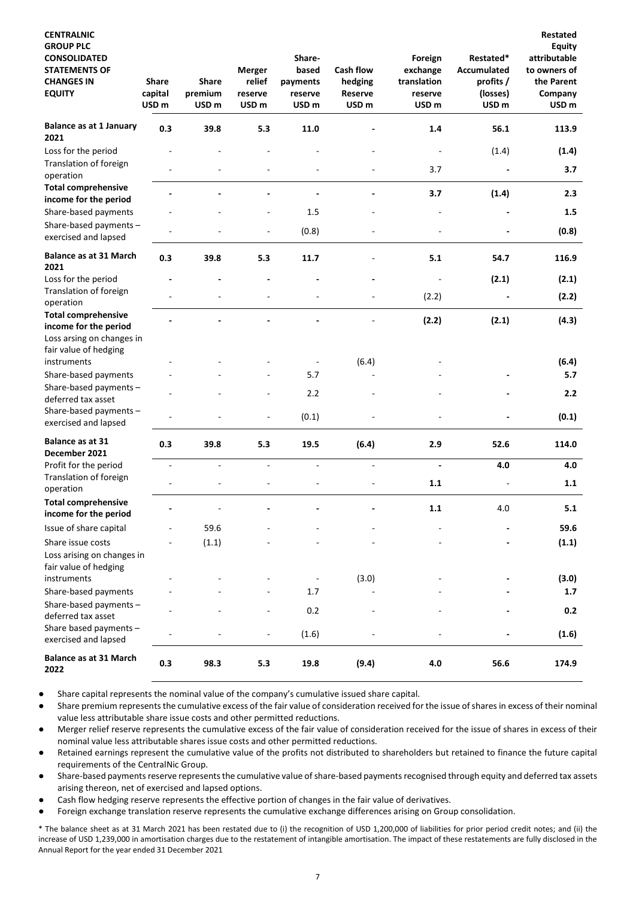| **CENTRALNIC GROUP PLC CONSOLIDATED STATEMENTS OF CHANGES IN EQUITY** | **Share capital USD m** | **Share premium USD m** | **Merger relief reserve USD m** | **Share-based payments reserve USD m** | **Cash flow hedging Reserve USD m** | **Foreign exchange translation reserve USD m** | **Restated* Accumulated profits / (losses) USD m** | **Restated Equity attributable to owners of the Parent Company USD m** |
|---|---|---|---|---|---|---|---|---|
| **Balance as at 1 January 2021** | 0.3 | 39.8 | 5.3 | 11.0 | - | 1.4 | 56.1 | 113.9 |
| Loss for the period | - | - | - | - | - | - | (1.4) | (1.4) |
| Translation of foreign operation | - | - | - | - | - | 3.7 | - | 3.7 |
| **Total comprehensive income for the period** | - | - | - | - | - | 3.7 | (1.4) | 2.3 |
| Share-based payments | - | - | - | 1.5 | - | - | - | 1.5 |
| Share-based payments – exercised and lapsed | - | - | - | (0.8) | - | - | - | (0.8) |
| **Balance as at 31 March 2021** | 0.3 | 39.8 | 5.3 | 11.7 | - | 5.1 | 54.7 | 116.9 |
| Loss for the period | - | - | - | - | - | - | (2.1) | (2.1) |
| Translation of foreign operation | - | - | - | - | - | (2.2) | - | (2.2) |
| **Total comprehensive income for the period** | - | - | - | - | - | (2.2) | (2.1) | (4.3) |
| Loss arsing on changes in fair value of hedging instruments | - | - | - | - | (6.4) | - | | (6.4) |
| Share-based payments | - | - | - | 5.7 | - | - | - | 5.7 |
| Share-based payments – deferred tax asset | - | - | - | 2.2 | - | - | - | 2.2 |
| Share-based payments – exercised and lapsed | - | - | - | (0.1) | - | - | - | (0.1) |
| **Balance as at 31 December 2021** | 0.3 | 39.8 | 5.3 | 19.5 | (6.4) | 2.9 | 52.6 | 114.0 |
| Profit for the period | - | - | - | - | - | - | 4.0 | 4.0 |
| Translation of foreign operation | - | - | - | - | - | 1.1 | - | 1.1 |
| **Total comprehensive income for the period** | - | - | - | - | - | 1.1 | 4.0 | 5.1 |
| Issue of share capital | - | 59.6 | - | - | - | - | - | 59.6 |
| Share issue costs | - | (1.1) | - | - | - | - | - | (1.1) |
| Loss arising on changes in fair value of hedging instruments | - | - | - | - | (3.0) | - | - | (3.0) |
| Share-based payments | - | - | - | 1.7 | - | - | - | 1.7 |
| Share-based payments – deferred tax asset | - | - | - | 0.2 | - | - | - | 0.2 |
| Share based payments – exercised and lapsed | - | - | - | (1.6) | - | - | - | (1.6) |
| **Balance as at 31 March 2022** | 0.3 | 98.3 | 5.3 | 19.8 | (9.4) | 4.0 | 56.6 | 174.9 |

- Share capital represents the nominal value of the company's cumulative issued share capital.
- Share premium represents the cumulative excess of the fair value of consideration received for the issue of shares in excess of their nominal value less attributable share issue costs and other permitted reductions.
- Merger relief reserve represents the cumulative excess of the fair value of consideration received for the issue of shares in excess of their nominal value less attributable shares issue costs and other permitted reductions.
- Retained earnings represent the cumulative value of the profits not distributed to shareholders but retained to finance the future capital requirements of the CentralNic Group.
- Share-based payments reserve represents the cumulative value of share-based payments recognised through equity and deferred tax assets arising thereon, net of exercised and lapsed options.
- Cash flow hedging reserve represents the effective portion of changes in the fair value of derivatives.
- Foreign exchange translation reserve represents the cumulative exchange differences arising on Group consolidation.

* The balance sheet as at 31 March 2021 has been restated due to (i) the recognition of USD 1,200,000 of liabilities for prior period credit notes; and (ii) the increase of USD 1,239,000 in amortisation charges due to the restatement of intangible amortisation. The impact of these restatements are fully disclosed in the Annual Report for the year ended 31 December 2021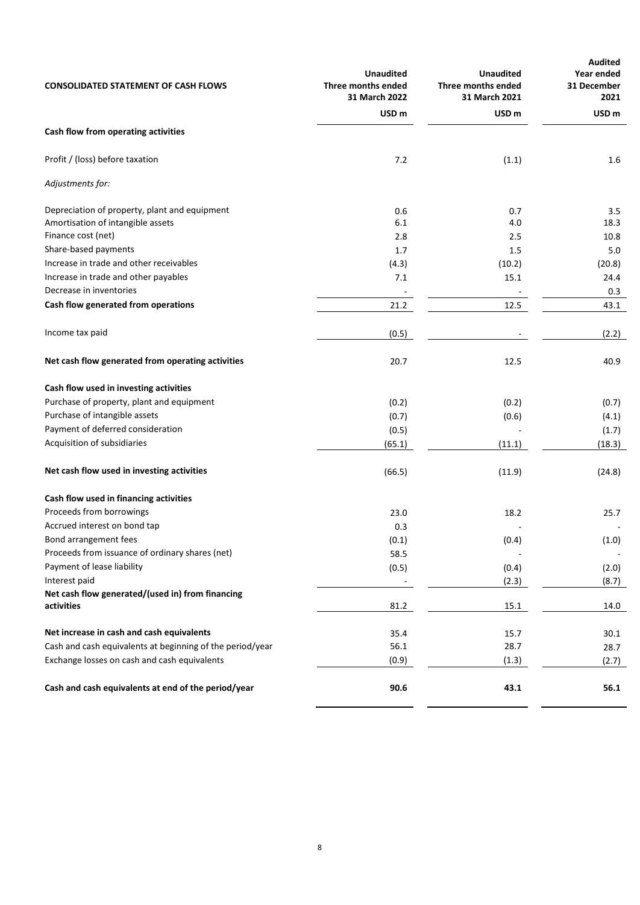| CONSOLIDATED STATEMENT OF CASH FLOWS | Unaudited Three months ended 31 March 2022 | Unaudited Three months ended 31 March 2021 | Audited Year ended 31 December 2021 |
|---|---|---|---|
| | USD m | USD m | USD m |
| **Cash flow from operating activities** | | | |
| Profit / (loss) before taxation | 7.2 | (1.1) | 1.6 |
| *Adjustments for:* | | | |
| Depreciation of property, plant and equipment | 0.6 | 0.7 | 3.5 |
| Amortisation of intangible assets | 6.1 | 4.0 | 18.3 |
| Finance cost (net) | 2.8 | 2.5 | 10.8 |
| Share-based payments | 1.7 | 1.5 | 5.0 |
| Increase in trade and other receivables | (4.3) | (10.2) | (20.8) |
| Increase in trade and other payables | 7.1 | 15.1 | 24.4 |
| Decrease in inventories | - | - | 0.3 |
| **Cash flow generated from operations** | 21.2 | 12.5 | 43.1 |
| Income tax paid | (0.5) | - | (2.2) |
| **Net cash flow generated from operating activities** | 20.7 | 12.5 | 40.9 |
| **Cash flow used in investing activities** | | | |
| Purchase of property, plant and equipment | (0.2) | (0.2) | (0.7) |
| Purchase of intangible assets | (0.7) | (0.6) | (4.1) |
| Payment of deferred consideration | (0.5) | - | (1.7) |
| Acquisition of subsidiaries | (65.1) | (11.1) | (18.3) |
| **Net cash flow used in investing activities** | (66.5) | (11.9) | (24.8) |
| **Cash flow used in financing activities** | | | |
| Proceeds from borrowings | 23.0 | 18.2 | 25.7 |
| Accrued interest on bond tap | 0.3 | - | - |
| Bond arrangement fees | (0.1) | (0.4) | (1.0) |
| Proceeds from issuance of ordinary shares (net) | 58.5 | - | - |
| Payment of lease liability | (0.5) | (0.4) | (2.0) |
| Interest paid | - | (2.3) | (8.7) |
| **Net cash flow generated/(used in) from financing activities** | 81.2 | 15.1 | 14.0 |
| **Net increase in cash and cash equivalents** | 35.4 | 15.7 | 30.1 |
| Cash and cash equivalents at beginning of the period/year | 56.1 | 28.7 | 28.7 |
| Exchange losses on cash and cash equivalents | (0.9) | (1.3) | (2.7) |
| **Cash and cash equivalents at end of the period/year** | **90.6** | **43.1** | **56.1** |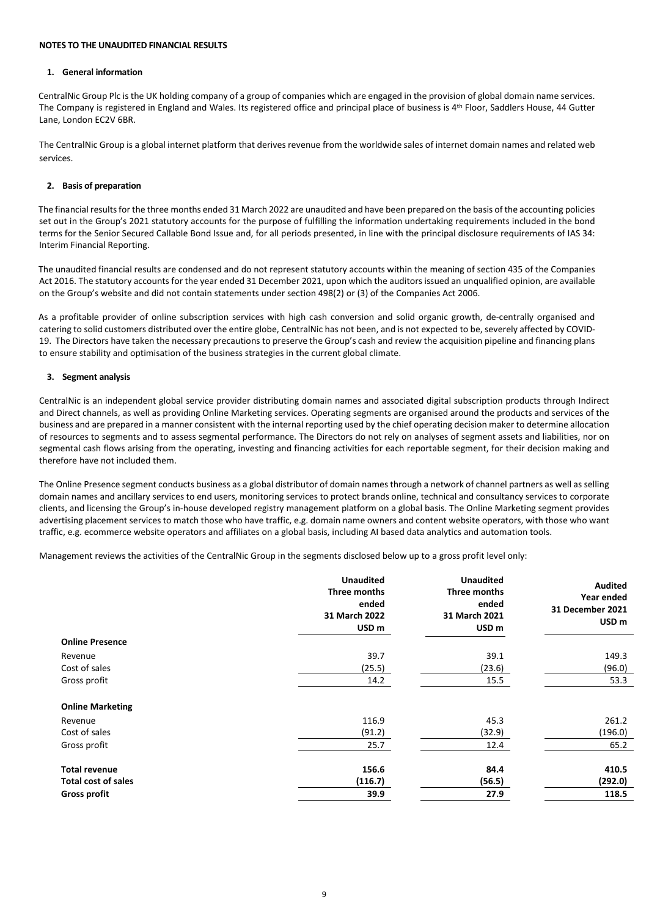**NOTES TO THE UNAUDITED FINANCIAL RESULTS**

## 1. General information

CentralNic Group Plc is the UK holding company of a group of companies which are engaged in the provision of global domain name services. The Company is registered in England and Wales. Its registered office and principal place of business is 4th Floor, Saddlers House, 44 Gutter Lane, London EC2V 6BR.

The CentralNic Group is a global internet platform that derives revenue from the worldwide sales of internet domain names and related web services.

## 2. Basis of preparation

The financial results for the three months ended 31 March 2022 are unaudited and have been prepared on the basis of the accounting policies set out in the Group's 2021 statutory accounts for the purpose of fulfilling the information undertaking requirements included in the bond terms for the Senior Secured Callable Bond Issue and, for all periods presented, in line with the principal disclosure requirements of IAS 34: Interim Financial Reporting.

The unaudited financial results are condensed and do not represent statutory accounts within the meaning of section 435 of the Companies Act 2016. The statutory accounts for the year ended 31 December 2021, upon which the auditors issued an unqualified opinion, are available on the Group's website and did not contain statements under section 498(2) or (3) of the Companies Act 2006.

As a profitable provider of online subscription services with high cash conversion and solid organic growth, de-centrally organised and catering to solid customers distributed over the entire globe, CentralNic has not been, and is not expected to be, severely affected by COVID-19. The Directors have taken the necessary precautions to preserve the Group's cash and review the acquisition pipeline and financing plans to ensure stability and optimisation of the business strategies in the current global climate.

## 3. Segment analysis

CentralNic is an independent global service provider distributing domain names and associated digital subscription products through Indirect and Direct channels, as well as providing Online Marketing services. Operating segments are organised around the products and services of the business and are prepared in a manner consistent with the internal reporting used by the chief operating decision maker to determine allocation of resources to segments and to assess segmental performance. The Directors do not rely on analyses of segment assets and liabilities, nor on segmental cash flows arising from the operating, investing and financing activities for each reportable segment, for their decision making and therefore have not included them.

The Online Presence segment conducts business as a global distributor of domain names through a network of channel partners as well as selling domain names and ancillary services to end users, monitoring services to protect brands online, technical and consultancy services to corporate clients, and licensing the Group's in-house developed registry management platform on a global basis. The Online Marketing segment provides advertising placement services to match those who have traffic, e.g. domain name owners and content website operators, with those who want traffic, e.g. ecommerce website operators and affiliates on a global basis, including AI based data analytics and automation tools.

Management reviews the activities of the CentralNic Group in the segments disclosed below up to a gross profit level only:

| | Unaudited Three months ended 31 March 2022 USD m | Unaudited Three months ended 31 March 2021 USD m | Audited Year ended 31 December 2021 USD m |
|---|---|---|---|
| **Online Presence** | | | |
| Revenue | 39.7 | 39.1 | 149.3 |
| Cost of sales | (25.5) | (23.6) | (96.0) |
| Gross profit | 14.2 | 15.5 | 53.3 |
| **Online Marketing** | | | |
| Revenue | 116.9 | 45.3 | 261.2 |
| Cost of sales | (91.2) | (32.9) | (196.0) |
| Gross profit | 25.7 | 12.4 | 65.2 |
| **Total revenue** | **156.6** | **84.4** | **410.5** |
| **Total cost of sales** | **(116.7)** | **(56.5)** | **(292.0)** |
| **Gross profit** | **39.9** | **27.9** | **118.5** |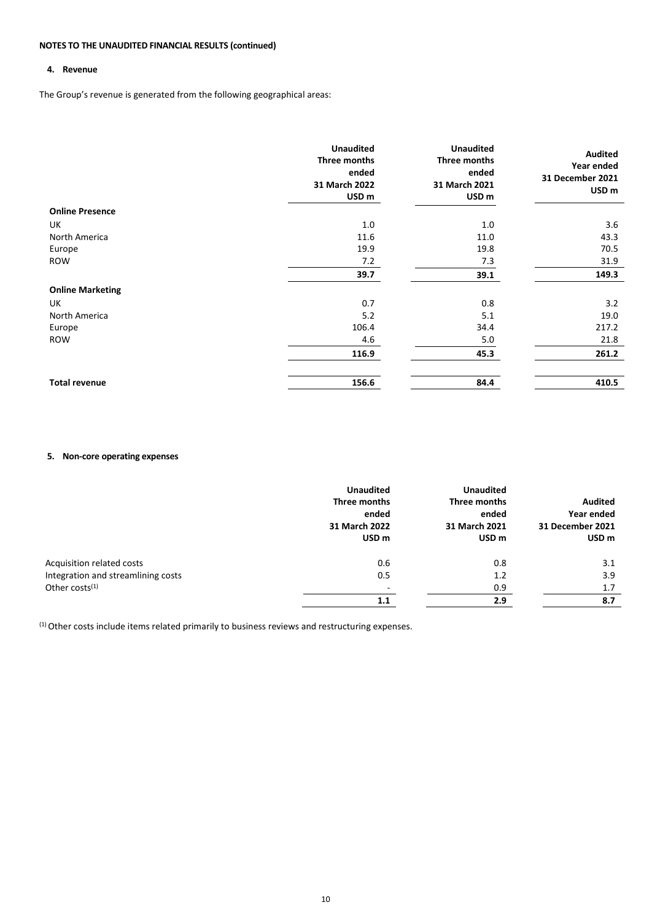**NOTES TO THE UNAUDITED FINANCIAL RESULTS (continued)**

## 4. Revenue

The Group's revenue is generated from the following geographical areas:

| | Unaudited Three months ended 31 March 2022 USD m | Unaudited Three months ended 31 March 2021 USD m | Audited Year ended 31 December 2021 USD m |
|---|---|---|---|
| **Online Presence** | | | |
| UK | 1.0 | 1.0 | 3.6 |
| North America | 11.6 | 11.0 | 43.3 |
| Europe | 19.9 | 19.8 | 70.5 |
| ROW | 7.2 | 7.3 | 31.9 |
| | **39.7** | **39.1** | **149.3** |
| **Online Marketing** | | | |
| UK | 0.7 | 0.8 | 3.2 |
| North America | 5.2 | 5.1 | 19.0 |
| Europe | 106.4 | 34.4 | 217.2 |
| ROW | 4.6 | 5.0 | 21.8 |
| | **116.9** | **45.3** | **261.2** |
| **Total revenue** | **156.6** | **84.4** | **410.5** |

## 5. Non-core operating expenses

| | Unaudited Three months ended 31 March 2022 USD m | Unaudited Three months ended 31 March 2021 USD m | Audited Year ended 31 December 2021 USD m |
|---|---|---|---|
| Acquisition related costs | 0.6 | 0.8 | 3.1 |
| Integration and streamlining costs | 0.5 | 1.2 | 3.9 |
| Other costs[(1)] | - | 0.9 | 1.7 |
| | **1.1** | **2.9** | **8.7** |

[(1)] Other costs include items related primarily to business reviews and restructuring expenses.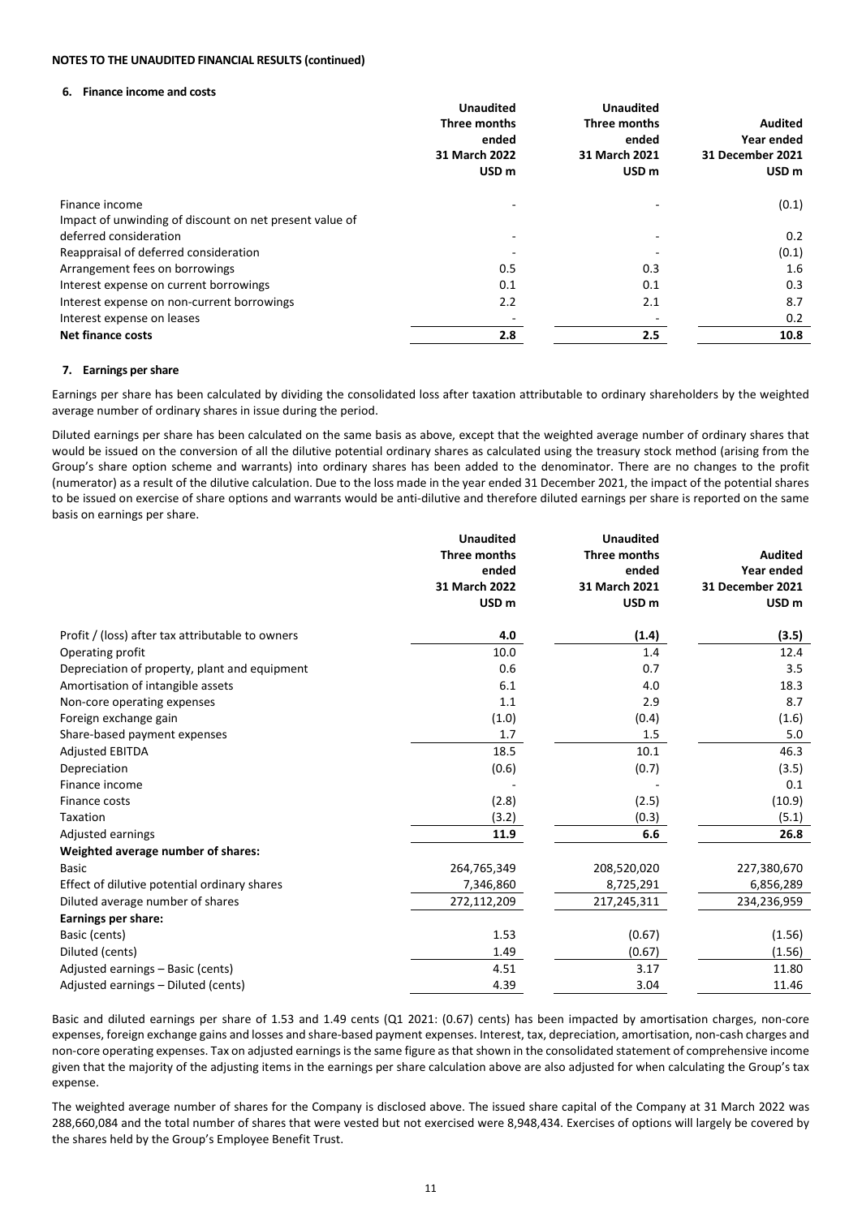**NOTES TO THE UNAUDITED FINANCIAL RESULTS (continued)**

**6. Finance income and costs**

| | Unaudited Three months ended 31 March 2022 USD m | Unaudited Three months ended 31 March 2021 USD m | Audited Year ended 31 December 2021 USD m |
|---|---|---|---|
| Finance income | - | - | (0.1) |
| Impact of unwinding of discount on net present value of deferred consideration | - | - | 0.2 |
| Reappraisal of deferred consideration | - | - | (0.1) |
| Arrangement fees on borrowings | 0.5 | 0.3 | 1.6 |
| Interest expense on current borrowings | 0.1 | 0.1 | 0.3 |
| Interest expense on non-current borrowings | 2.2 | 2.1 | 8.7 |
| Interest expense on leases | - | - | 0.2 |
| **Net finance costs** | **2.8** | **2.5** | **10.8** |

**7. Earnings per share**

Earnings per share has been calculated by dividing the consolidated loss after taxation attributable to ordinary shareholders by the weighted average number of ordinary shares in issue during the period.

Diluted earnings per share has been calculated on the same basis as above, except that the weighted average number of ordinary shares that would be issued on the conversion of all the dilutive potential ordinary shares as calculated using the treasury stock method (arising from the Group's share option scheme and warrants) into ordinary shares has been added to the denominator. There are no changes to the profit (numerator) as a result of the dilutive calculation. Due to the loss made in the year ended 31 December 2021, the impact of the potential shares to be issued on exercise of share options and warrants would be anti-dilutive and therefore diluted earnings per share is reported on the same basis on earnings per share.

| | Unaudited Three months ended 31 March 2022 USD m | Unaudited Three months ended 31 March 2021 USD m | Audited Year ended 31 December 2021 USD m |
|---|---|---|---|
| Profit / (loss) after tax attributable to owners | **4.0** | **(1.4)** | **(3.5)** |
| Operating profit | 10.0 | 1.4 | 12.4 |
| Depreciation of property, plant and equipment | 0.6 | 0.7 | 3.5 |
| Amortisation of intangible assets | 6.1 | 4.0 | 18.3 |
| Non-core operating expenses | 1.1 | 2.9 | 8.7 |
| Foreign exchange gain | (1.0) | (0.4) | (1.6) |
| Share-based payment expenses | 1.7 | 1.5 | 5.0 |
| Adjusted EBITDA | 18.5 | 10.1 | 46.3 |
| Depreciation | (0.6) | (0.7) | (3.5) |
| Finance income | - | - | 0.1 |
| Finance costs | (2.8) | (2.5) | (10.9) |
| Taxation | (3.2) | (0.3) | (5.1) |
| Adjusted earnings | **11.9** | **6.6** | **26.8** |
| **Weighted average number of shares:** | | | |
| Basic | 264,765,349 | 208,520,020 | 227,380,670 |
| Effect of dilutive potential ordinary shares | 7,346,860 | 8,725,291 | 6,856,289 |
| Diluted average number of shares | 272,112,209 | 217,245,311 | 234,236,959 |
| **Earnings per share:** | | | |
| Basic (cents) | 1.53 | (0.67) | (1.56) |
| Diluted (cents) | 1.49 | (0.67) | (1.56) |
| Adjusted earnings – Basic (cents) | 4.51 | 3.17 | 11.80 |
| Adjusted earnings – Diluted (cents) | 4.39 | 3.04 | 11.46 |

Basic and diluted earnings per share of 1.53 and 1.49 cents (Q1 2021: (0.67) cents) has been impacted by amortisation charges, non-core expenses, foreign exchange gains and losses and share-based payment expenses. Interest, tax, depreciation, amortisation, non-cash charges and non-core operating expenses. Tax on adjusted earnings is the same figure as that shown in the consolidated statement of comprehensive income given that the majority of the adjusting items in the earnings per share calculation above are also adjusted for when calculating the Group's tax expense.

The weighted average number of shares for the Company is disclosed above. The issued share capital of the Company at 31 March 2022 was 288,660,084 and the total number of shares that were vested but not exercised were 8,948,434. Exercises of options will largely be covered by the shares held by the Group's Employee Benefit Trust.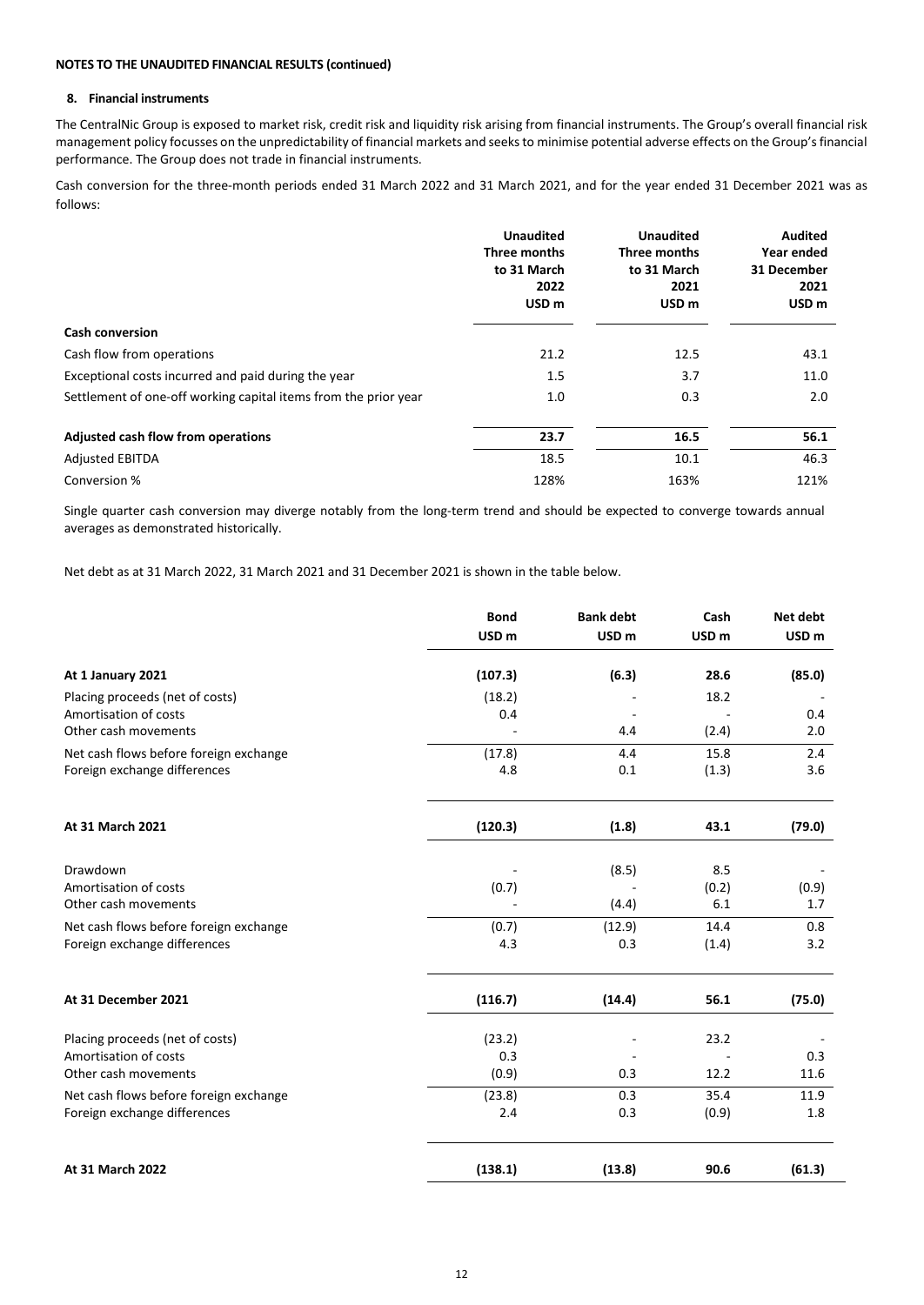**NOTES TO THE UNAUDITED FINANCIAL RESULTS (continued)**

## 8. Financial instruments

The CentralNic Group is exposed to market risk, credit risk and liquidity risk arising from financial instruments. The Group's overall financial risk management policy focusses on the unpredictability of financial markets and seeks to minimise potential adverse effects on the Group's financial performance. The Group does not trade in financial instruments.

Cash conversion for the three-month periods ended 31 March 2022 and 31 March 2021, and for the year ended 31 December 2021 was as follows:

| | Unaudited Three months to 31 March 2022 USD m | Unaudited Three months to 31 March 2021 USD m | Audited Year ended 31 December 2021 USD m |
|---|---|---|---|
| **Cash conversion** | | | |
| Cash flow from operations | 21.2 | 12.5 | 43.1 |
| Exceptional costs incurred and paid during the year | 1.5 | 3.7 | 11.0 |
| Settlement of one-off working capital items from the prior year | 1.0 | 0.3 | 2.0 |
| **Adjusted cash flow from operations** | **23.7** | **16.5** | **56.1** |
| Adjusted EBITDA | 18.5 | 10.1 | 46.3 |
| Conversion % | 128% | 163% | 121% |

Single quarter cash conversion may diverge notably from the long-term trend and should be expected to converge towards annual averages as demonstrated historically.

Net debt as at 31 March 2022, 31 March 2021 and 31 December 2021 is shown in the table below.

| | Bond USD m | Bank debt USD m | Cash USD m | Net debt USD m |
|---|---|---|---|---|
| **At 1 January 2021** | **(107.3)** | **(6.3)** | **28.6** | **(85.0)** |
| Placing proceeds (net of costs) | (18.2) | - | 18.2 | - |
| Amortisation of costs | 0.4 | - | - | 0.4 |
| Other cash movements | - | 4.4 | (2.4) | 2.0 |
| Net cash flows before foreign exchange | (17.8) | 4.4 | 15.8 | 2.4 |
| Foreign exchange differences | 4.8 | 0.1 | (1.3) | 3.6 |
| **At 31 March 2021** | **(120.3)** | **(1.8)** | **43.1** | **(79.0)** |
| Drawdown | - | (8.5) | 8.5 | - |
| Amortisation of costs | (0.7) | - | (0.2) | (0.9) |
| Other cash movements | - | (4.4) | 6.1 | 1.7 |
| Net cash flows before foreign exchange | (0.7) | (12.9) | 14.4 | 0.8 |
| Foreign exchange differences | 4.3 | 0.3 | (1.4) | 3.2 |
| **At 31 December 2021** | **(116.7)** | **(14.4)** | **56.1** | **(75.0)** |
| Placing proceeds (net of costs) | (23.2) | - | 23.2 | - |
| Amortisation of costs | 0.3 | - | - | 0.3 |
| Other cash movements | (0.9) | 0.3 | 12.2 | 11.6 |
| Net cash flows before foreign exchange | (23.8) | 0.3 | 35.4 | 11.9 |
| Foreign exchange differences | 2.4 | 0.3 | (0.9) | 1.8 |
| **At 31 March 2022** | **(138.1)** | **(13.8)** | **90.6** | **(61.3)** |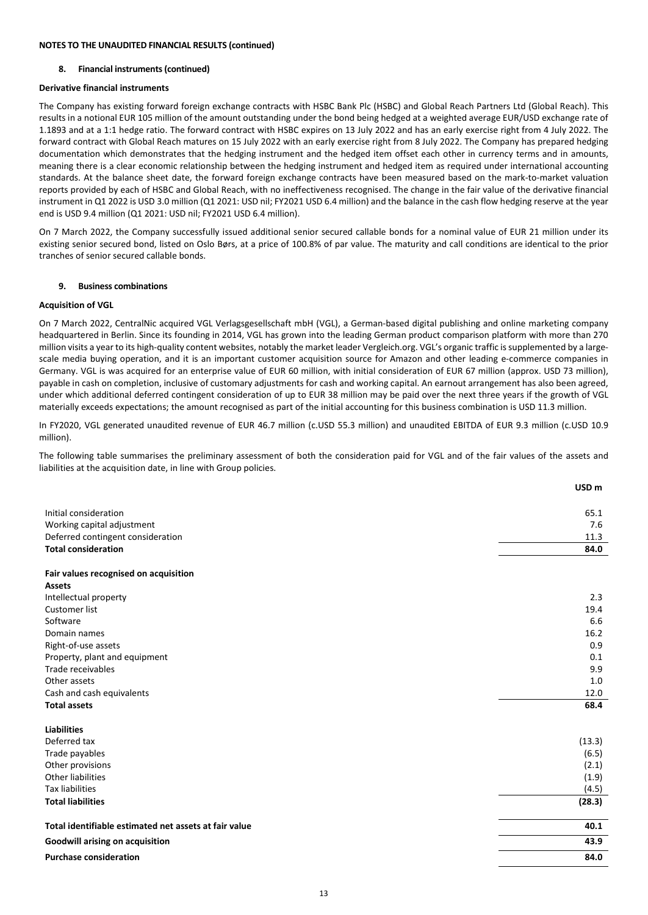**NOTES TO THE UNAUDITED FINANCIAL RESULTS (continued)**

**8. Financial instruments (continued)**

**Derivative financial instruments**

The Company has existing forward foreign exchange contracts with HSBC Bank Plc (HSBC) and Global Reach Partners Ltd (Global Reach). This results in a notional EUR 105 million of the amount outstanding under the bond being hedged at a weighted average EUR/USD exchange rate of 1.1893 and at a 1:1 hedge ratio. The forward contract with HSBC expires on 13 July 2022 and has an early exercise right from 4 July 2022. The forward contract with Global Reach matures on 15 July 2022 with an early exercise right from 8 July 2022. The Company has prepared hedging documentation which demonstrates that the hedging instrument and the hedged item offset each other in currency terms and in amounts, meaning there is a clear economic relationship between the hedging instrument and hedged item as required under international accounting standards. At the balance sheet date, the forward foreign exchange contracts have been measured based on the mark-to-market valuation reports provided by each of HSBC and Global Reach, with no ineffectiveness recognised. The change in the fair value of the derivative financial instrument in Q1 2022 is USD 3.0 million (Q1 2021: USD nil; FY2021 USD 6.4 million) and the balance in the cash flow hedging reserve at the year end is USD 9.4 million (Q1 2021: USD nil; FY2021 USD 6.4 million).

On 7 March 2022, the Company successfully issued additional senior secured callable bonds for a nominal value of EUR 21 million under its existing senior secured bond, listed on Oslo Børs, at a price of 100.8% of par value. The maturity and call conditions are identical to the prior tranches of senior secured callable bonds.

**9. Business combinations**

**Acquisition of VGL**

On 7 March 2022, CentralNic acquired VGL Verlagsgesellschaft mbH (VGL), a German-based digital publishing and online marketing company headquartered in Berlin. Since its founding in 2014, VGL has grown into the leading German product comparison platform with more than 270 million visits a year to its high-quality content websites, notably the market leader Vergleich.org. VGL's organic traffic is supplemented by a large-scale media buying operation, and it is an important customer acquisition source for Amazon and other leading e-commerce companies in Germany. VGL is was acquired for an enterprise value of EUR 60 million, with initial consideration of EUR 67 million (approx. USD 73 million), payable in cash on completion, inclusive of customary adjustments for cash and working capital. An earnout arrangement has also been agreed, under which additional deferred contingent consideration of up to EUR 38 million may be paid over the next three years if the growth of VGL materially exceeds expectations; the amount recognised as part of the initial accounting for this business combination is USD 11.3 million.

In FY2020, VGL generated unaudited revenue of EUR 46.7 million (c.USD 55.3 million) and unaudited EBITDA of EUR 9.3 million (c.USD 10.9 million).

The following table summarises the preliminary assessment of both the consideration paid for VGL and of the fair values of the assets and liabilities at the acquisition date, in line with Group policies.

| | USD m |
|---|---|
| Initial consideration | 65.1 |
| Working capital adjustment | 7.6 |
| Deferred contingent consideration | 11.3 |
| **Total consideration** | **84.0** |
| | |
| **Fair values recognised on acquisition** | |
| **Assets** | |
| Intellectual property | 2.3 |
| Customer list | 19.4 |
| Software | 6.6 |
| Domain names | 16.2 |
| Right-of-use assets | 0.9 |
| Property, plant and equipment | 0.1 |
| Trade receivables | 9.9 |
| Other assets | 1.0 |
| Cash and cash equivalents | 12.0 |
| **Total assets** | **68.4** |
| | |
| **Liabilities** | |
| Deferred tax | (13.3) |
| Trade payables | (6.5) |
| Other provisions | (2.1) |
| Other liabilities | (1.9) |
| Tax liabilities | (4.5) |
| **Total liabilities** | **(28.3)** |
| | |
| **Total identifiable estimated net assets at fair value** | **40.1** |
| **Goodwill arising on acquisition** | **43.9** |
| **Purchase consideration** | **84.0** |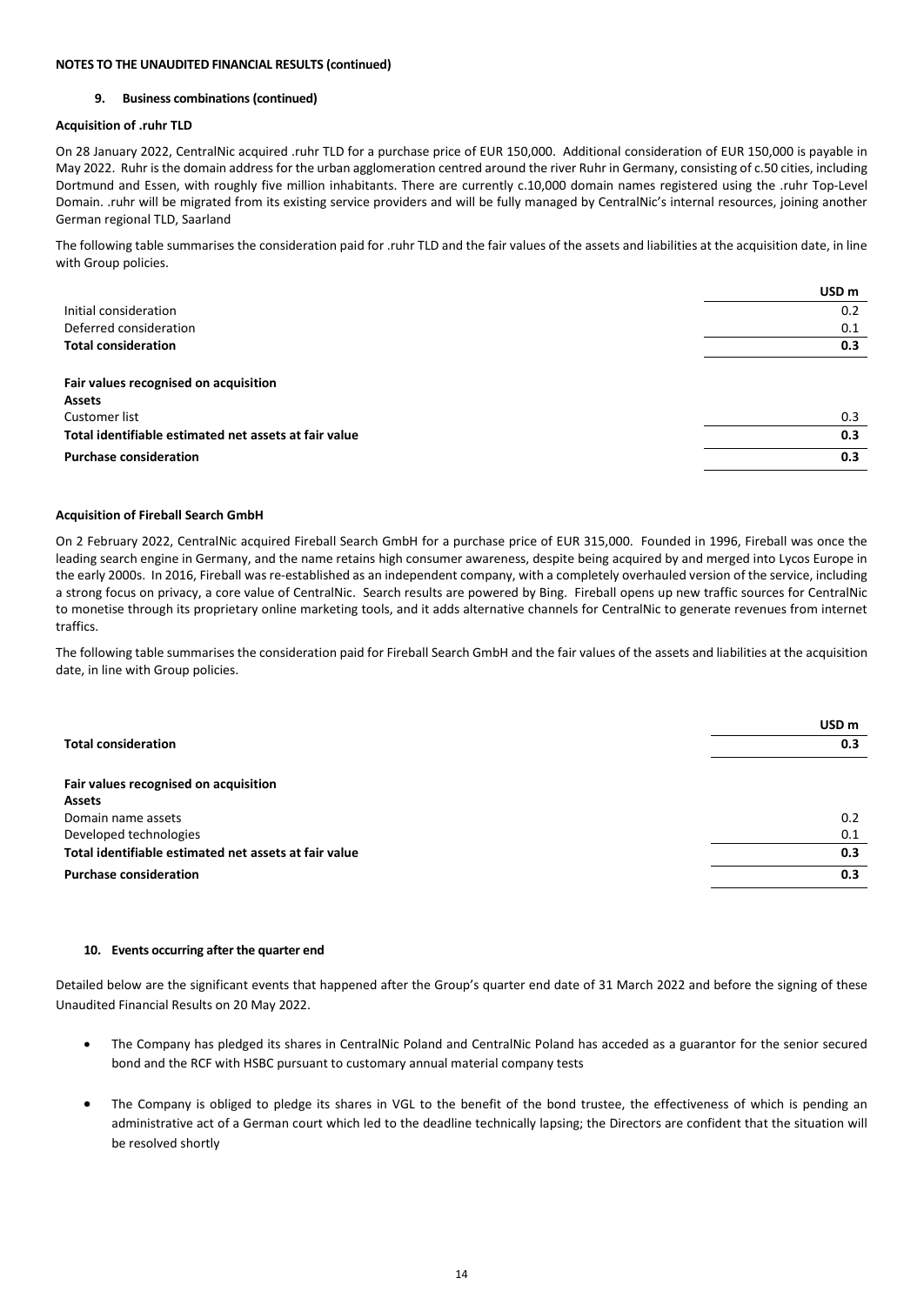**NOTES TO THE UNAUDITED FINANCIAL RESULTS (continued)**

### 9. Business combinations (continued)

**Acquisition of .ruhr TLD**

On 28 January 2022, CentralNic acquired .ruhr TLD for a purchase price of EUR 150,000. Additional consideration of EUR 150,000 is payable in May 2022. Ruhr is the domain address for the urban agglomeration centred around the river Ruhr in Germany, consisting of c.50 cities, including Dortmund and Essen, with roughly five million inhabitants. There are currently c.10,000 domain names registered using the .ruhr Top-Level Domain. .ruhr will be migrated from its existing service providers and will be fully managed by CentralNic's internal resources, joining another German regional TLD, Saarland

The following table summarises the consideration paid for .ruhr TLD and the fair values of the assets and liabilities at the acquisition date, in line with Group policies.

| | USD m |
|---|---|
| Initial consideration | 0.2 |
| Deferred consideration | 0.1 |
| **Total consideration** | **0.3** |
| | |
| **Fair values recognised on acquisition** | |
| **Assets** | |
| Customer list | 0.3 |
| **Total identifiable estimated net assets at fair value** | **0.3** |
| **Purchase consideration** | **0.3** |

**Acquisition of Fireball Search GmbH**

On 2 February 2022, CentralNic acquired Fireball Search GmbH for a purchase price of EUR 315,000. Founded in 1996, Fireball was once the leading search engine in Germany, and the name retains high consumer awareness, despite being acquired by and merged into Lycos Europe in the early 2000s. In 2016, Fireball was re-established as an independent company, with a completely overhauled version of the service, including a strong focus on privacy, a core value of CentralNic. Search results are powered by Bing. Fireball opens up new traffic sources for CentralNic to monetise through its proprietary online marketing tools, and it adds alternative channels for CentralNic to generate revenues from internet traffics.

The following table summarises the consideration paid for Fireball Search GmbH and the fair values of the assets and liabilities at the acquisition date, in line with Group policies.

| | USD m |
|---|---|
| **Total consideration** | **0.3** |
| | |
| **Fair values recognised on acquisition** | |
| **Assets** | |
| Domain name assets | 0.2 |
| Developed technologies | 0.1 |
| **Total identifiable estimated net assets at fair value** | **0.3** |
| **Purchase consideration** | **0.3** |

### 10. Events occurring after the quarter end

Detailed below are the significant events that happened after the Group's quarter end date of 31 March 2022 and before the signing of these Unaudited Financial Results on 20 May 2022.

- The Company has pledged its shares in CentralNic Poland and CentralNic Poland has acceded as a guarantor for the senior secured bond and the RCF with HSBC pursuant to customary annual material company tests
- The Company is obliged to pledge its shares in VGL to the benefit of the bond trustee, the effectiveness of which is pending an administrative act of a German court which led to the deadline technically lapsing; the Directors are confident that the situation will be resolved shortly